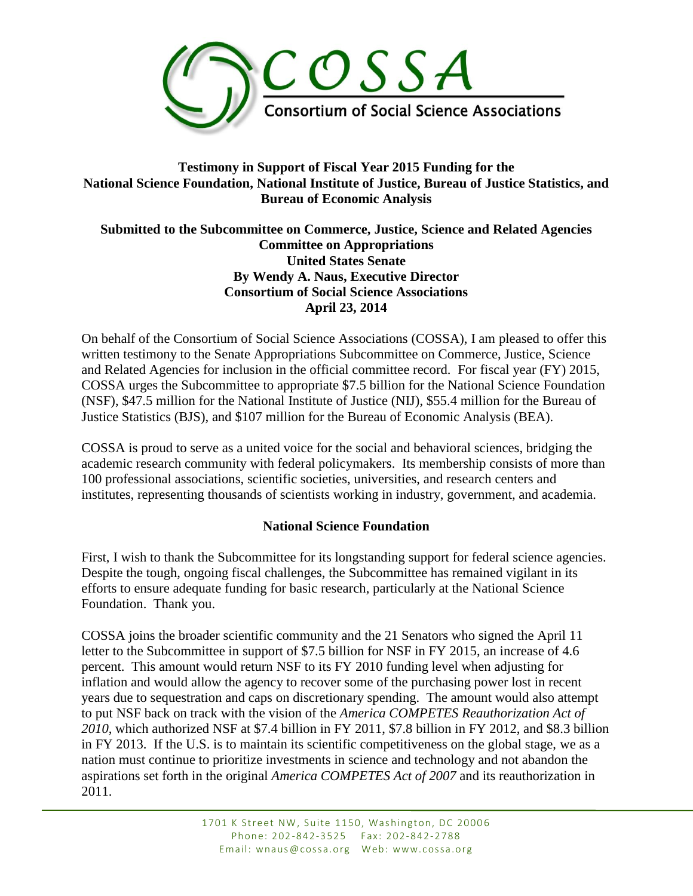# COSSA

Consortium of Social Science Associations

**Testimony in Support of Fiscal Year 2015 Funding for the National Science Foundation, National Institute of Justice, Bureau of Justice Statistics, and Bureau of Economic Analysis**

**Submitted to the Subcommittee on Commerce, Justice, Science and Related Agencies**
**Committee on Appropriations**
**United States Senate**
**By Wendy A. Naus, Executive Director**
**Consortium of Social Science Associations**
**April 23, 2014**

On behalf of the Consortium of Social Science Associations (COSSA), I am pleased to offer this written testimony to the Senate Appropriations Subcommittee on Commerce, Justice, Science and Related Agencies for inclusion in the official committee record. For fiscal year (FY) 2015, COSSA urges the Subcommittee to appropriate $7.5 billion for the National Science Foundation (NSF), $47.5 million for the National Institute of Justice (NIJ), $55.4 million for the Bureau of Justice Statistics (BJS), and $107 million for the Bureau of Economic Analysis (BEA).

COSSA is proud to serve as a united voice for the social and behavioral sciences, bridging the academic research community with federal policymakers. Its membership consists of more than 100 professional associations, scientific societies, universities, and research centers and institutes, representing thousands of scientists working in industry, government, and academia.

## National Science Foundation

First, I wish to thank the Subcommittee for its longstanding support for federal science agencies. Despite the tough, ongoing fiscal challenges, the Subcommittee has remained vigilant in its efforts to ensure adequate funding for basic research, particularly at the National Science Foundation. Thank you.

COSSA joins the broader scientific community and the 21 Senators who signed the April 11 letter to the Subcommittee in support of $7.5 billion for NSF in FY 2015, an increase of 4.6 percent. This amount would return NSF to its FY 2010 funding level when adjusting for inflation and would allow the agency to recover some of the purchasing power lost in recent years due to sequestration and caps on discretionary spending. The amount would also attempt to put NSF back on track with the vision of the *America COMPETES Reauthorization Act of 2010*, which authorized NSF at $7.4 billion in FY 2011, $7.8 billion in FY 2012, and $8.3 billion in FY 2013. If the U.S. is to maintain its scientific competitiveness on the global stage, we as a nation must continue to prioritize investments in science and technology and not abandon the aspirations set forth in the original *America COMPETES Act of 2007* and its reauthorization in 2011.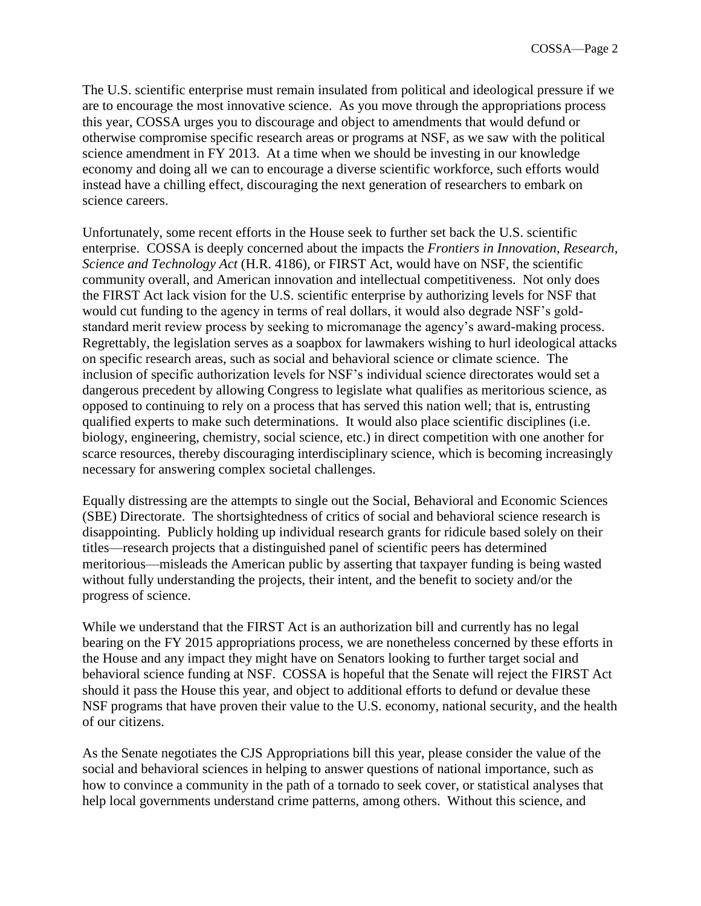The U.S. scientific enterprise must remain insulated from political and ideological pressure if we are to encourage the most innovative science. As you move through the appropriations process this year, COSSA urges you to discourage and object to amendments that would defund or otherwise compromise specific research areas or programs at NSF, as we saw with the political science amendment in FY 2013. At a time when we should be investing in our knowledge economy and doing all we can to encourage a diverse scientific workforce, such efforts would instead have a chilling effect, discouraging the next generation of researchers to embark on science careers.

Unfortunately, some recent efforts in the House seek to further set back the U.S. scientific enterprise. COSSA is deeply concerned about the impacts the *Frontiers in Innovation, Research, Science and Technology Act* (H.R. 4186), or FIRST Act, would have on NSF, the scientific community overall, and American innovation and intellectual competitiveness. Not only does the FIRST Act lack vision for the U.S. scientific enterprise by authorizing levels for NSF that would cut funding to the agency in terms of real dollars, it would also degrade NSF's gold-standard merit review process by seeking to micromanage the agency's award-making process. Regrettably, the legislation serves as a soapbox for lawmakers wishing to hurl ideological attacks on specific research areas, such as social and behavioral science or climate science. The inclusion of specific authorization levels for NSF's individual science directorates would set a dangerous precedent by allowing Congress to legislate what qualifies as meritorious science, as opposed to continuing to rely on a process that has served this nation well; that is, entrusting qualified experts to make such determinations. It would also place scientific disciplines (i.e. biology, engineering, chemistry, social science, etc.) in direct competition with one another for scarce resources, thereby discouraging interdisciplinary science, which is becoming increasingly necessary for answering complex societal challenges.

Equally distressing are the attempts to single out the Social, Behavioral and Economic Sciences (SBE) Directorate. The shortsightedness of critics of social and behavioral science research is disappointing. Publicly holding up individual research grants for ridicule based solely on their titles—research projects that a distinguished panel of scientific peers has determined meritorious—misleads the American public by asserting that taxpayer funding is being wasted without fully understanding the projects, their intent, and the benefit to society and/or the progress of science.

While we understand that the FIRST Act is an authorization bill and currently has no legal bearing on the FY 2015 appropriations process, we are nonetheless concerned by these efforts in the House and any impact they might have on Senators looking to further target social and behavioral science funding at NSF. COSSA is hopeful that the Senate will reject the FIRST Act should it pass the House this year, and object to additional efforts to defund or devalue these NSF programs that have proven their value to the U.S. economy, national security, and the health of our citizens.

As the Senate negotiates the CJS Appropriations bill this year, please consider the value of the social and behavioral sciences in helping to answer questions of national importance, such as how to convince a community in the path of a tornado to seek cover, or statistical analyses that help local governments understand crime patterns, among others. Without this science, and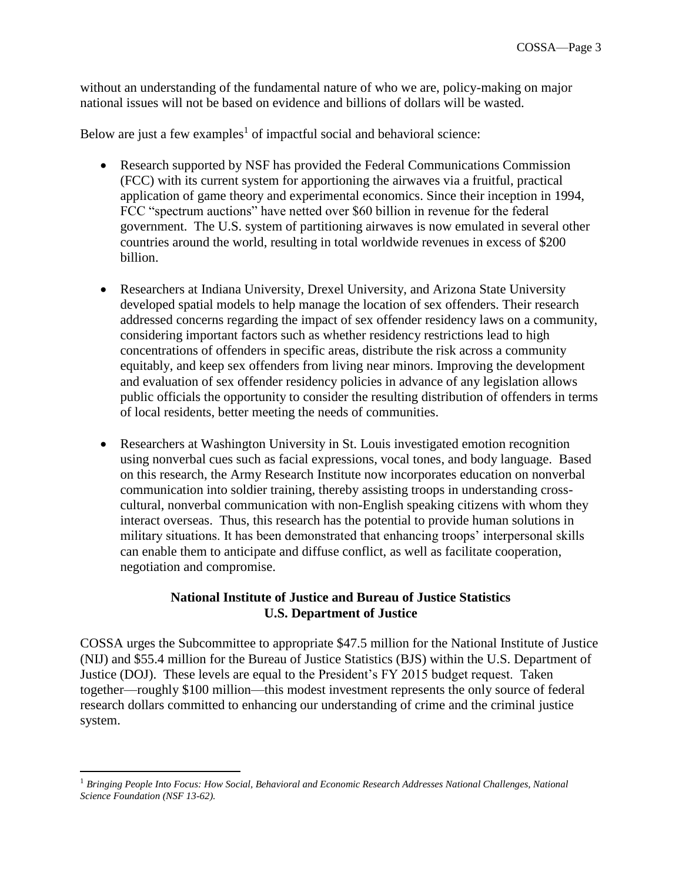without an understanding of the fundamental nature of who we are, policy-making on major national issues will not be based on evidence and billions of dollars will be wasted.

Below are just a few examples[1] of impactful social and behavioral science:

- Research supported by NSF has provided the Federal Communications Commission (FCC) with its current system for apportioning the airwaves via a fruitful, practical application of game theory and experimental economics. Since their inception in 1994, FCC "spectrum auctions" have netted over $60 billion in revenue for the federal government. The U.S. system of partitioning airwaves is now emulated in several other countries around the world, resulting in total worldwide revenues in excess of $200 billion.

- Researchers at Indiana University, Drexel University, and Arizona State University developed spatial models to help manage the location of sex offenders. Their research addressed concerns regarding the impact of sex offender residency laws on a community, considering important factors such as whether residency restrictions lead to high concentrations of offenders in specific areas, distribute the risk across a community equitably, and keep sex offenders from living near minors. Improving the development and evaluation of sex offender residency policies in advance of any legislation allows public officials the opportunity to consider the resulting distribution of offenders in terms of local residents, better meeting the needs of communities.

- Researchers at Washington University in St. Louis investigated emotion recognition using nonverbal cues such as facial expressions, vocal tones, and body language. Based on this research, the Army Research Institute now incorporates education on nonverbal communication into soldier training, thereby assisting troops in understanding cross-cultural, nonverbal communication with non-English speaking citizens with whom they interact overseas. Thus, this research has the potential to provide human solutions in military situations. It has been demonstrated that enhancing troops' interpersonal skills can enable them to anticipate and diffuse conflict, as well as facilitate cooperation, negotiation and compromise.

## National Institute of Justice and Bureau of Justice Statistics
## U.S. Department of Justice

COSSA urges the Subcommittee to appropriate $47.5 million for the National Institute of Justice (NIJ) and $55.4 million for the Bureau of Justice Statistics (BJS) within the U.S. Department of Justice (DOJ). These levels are equal to the President's FY 2015 budget request. Taken together—roughly $100 million—this modest investment represents the only source of federal research dollars committed to enhancing our understanding of crime and the criminal justice system.

---

[1] *Bringing People Into Focus: How Social, Behavioral and Economic Research Addresses National Challenges, National Science Foundation (NSF 13-62).*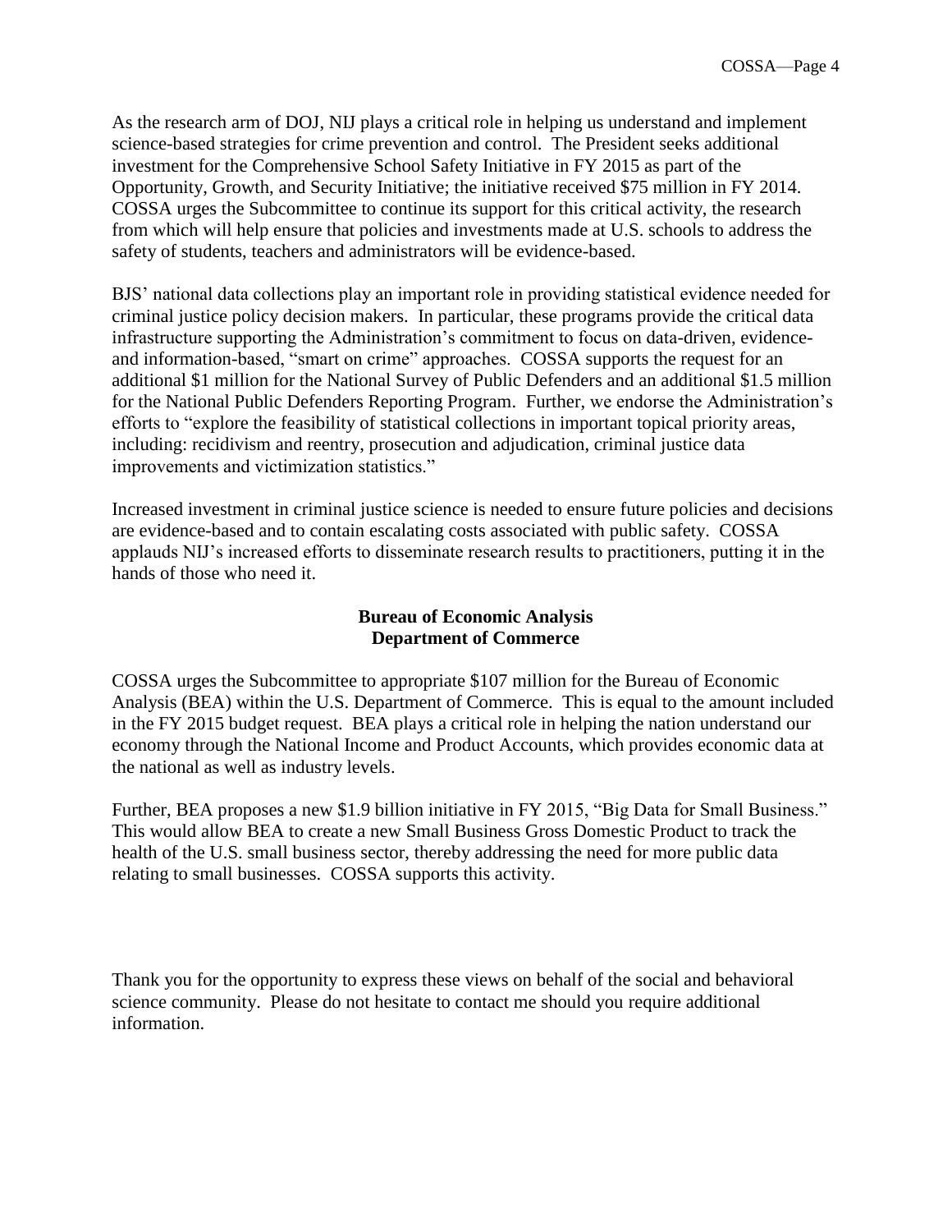As the research arm of DOJ, NIJ plays a critical role in helping us understand and implement science-based strategies for crime prevention and control. The President seeks additional investment for the Comprehensive School Safety Initiative in FY 2015 as part of the Opportunity, Growth, and Security Initiative; the initiative received $75 million in FY 2014. COSSA urges the Subcommittee to continue its support for this critical activity, the research from which will help ensure that policies and investments made at U.S. schools to address the safety of students, teachers and administrators will be evidence-based.

BJS' national data collections play an important role in providing statistical evidence needed for criminal justice policy decision makers. In particular, these programs provide the critical data infrastructure supporting the Administration's commitment to focus on data-driven, evidence- and information-based, "smart on crime" approaches. COSSA supports the request for an additional $1 million for the National Survey of Public Defenders and an additional $1.5 million for the National Public Defenders Reporting Program. Further, we endorse the Administration's efforts to "explore the feasibility of statistical collections in important topical priority areas, including: recidivism and reentry, prosecution and adjudication, criminal justice data improvements and victimization statistics."

Increased investment in criminal justice science is needed to ensure future policies and decisions are evidence-based and to contain escalating costs associated with public safety. COSSA applauds NIJ's increased efforts to disseminate research results to practitioners, putting it in the hands of those who need it.

**Bureau of Economic Analysis**
**Department of Commerce**

COSSA urges the Subcommittee to appropriate $107 million for the Bureau of Economic Analysis (BEA) within the U.S. Department of Commerce. This is equal to the amount included in the FY 2015 budget request. BEA plays a critical role in helping the nation understand our economy through the National Income and Product Accounts, which provides economic data at the national as well as industry levels.

Further, BEA proposes a new $1.9 billion initiative in FY 2015, "Big Data for Small Business." This would allow BEA to create a new Small Business Gross Domestic Product to track the health of the U.S. small business sector, thereby addressing the need for more public data relating to small businesses. COSSA supports this activity.

Thank you for the opportunity to express these views on behalf of the social and behavioral science community. Please do not hesitate to contact me should you require additional information.